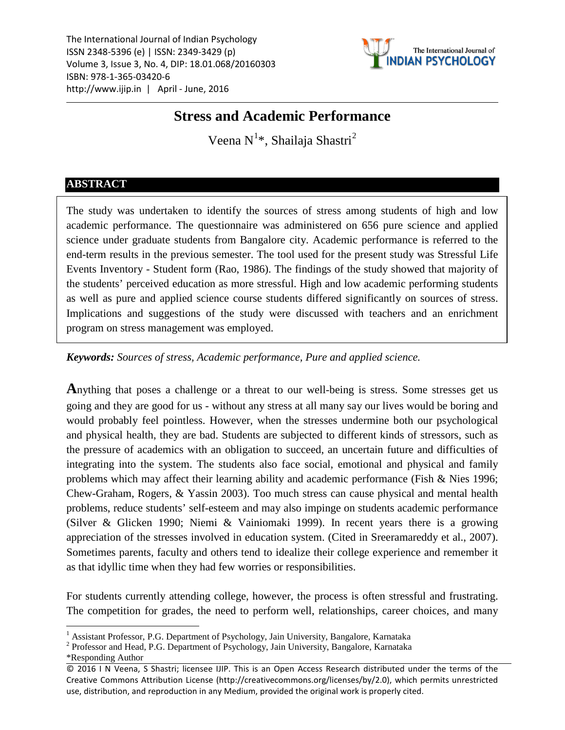# Stress and Academic Performance

Veena N[1]*, Shailaja Shastri[2]

## ABSTRACT

The study was undertaken to identify the sources of stress among students of high and low academic performance. The questionnaire was administered on 656 pure science and applied science under graduate students from Bangalore city. Academic performance is referred to the end-term results in the previous semester. The tool used for the present study was Stressful Life Events Inventory - Student form (Rao, 1986). The findings of the study showed that majority of the students' perceived education as more stressful. High and low academic performing students as well as pure and applied science course students differed significantly on sources of stress. Implications and suggestions of the study were discussed with teachers and an enrichment program on stress management was employed.

***Keywords:*** *Sources of stress, Academic performance, Pure and applied science.*

**A**nything that poses a challenge or a threat to our well-being is stress. Some stresses get us going and they are good for us - without any stress at all many say our lives would be boring and would probably feel pointless. However, when the stresses undermine both our psychological and physical health, they are bad. Students are subjected to different kinds of stressors, such as the pressure of academics with an obligation to succeed, an uncertain future and difficulties of integrating into the system. The students also face social, emotional and physical and family problems which may affect their learning ability and academic performance (Fish & Nies 1996; Chew-Graham, Rogers, & Yassin 2003). Too much stress can cause physical and mental health problems, reduce students' self-esteem and may also impinge on students academic performance (Silver & Glicken 1990; Niemi & Vainiomaki 1999). In recent years there is a growing appreciation of the stresses involved in education system. (Cited in Sreeramareddy et al., 2007). Sometimes parents, faculty and others tend to idealize their college experience and remember it as that idyllic time when they had few worries or responsibilities.

For students currently attending college, however, the process is often stressful and frustrating. The competition for grades, the need to perform well, relationships, career choices, and many

---

[1] Assistant Professor, P.G. Department of Psychology, Jain University, Bangalore, Karnataka

[2] Professor and Head, P.G. Department of Psychology, Jain University, Bangalore, Karnataka

*Responding Author

© 2016 I N Veena, S Shastri; licensee IJIP. This is an Open Access Research distributed under the terms of the Creative Commons Attribution License (http://creativecommons.org/licenses/by/2.0), which permits unrestricted use, distribution, and reproduction in any Medium, provided the original work is properly cited.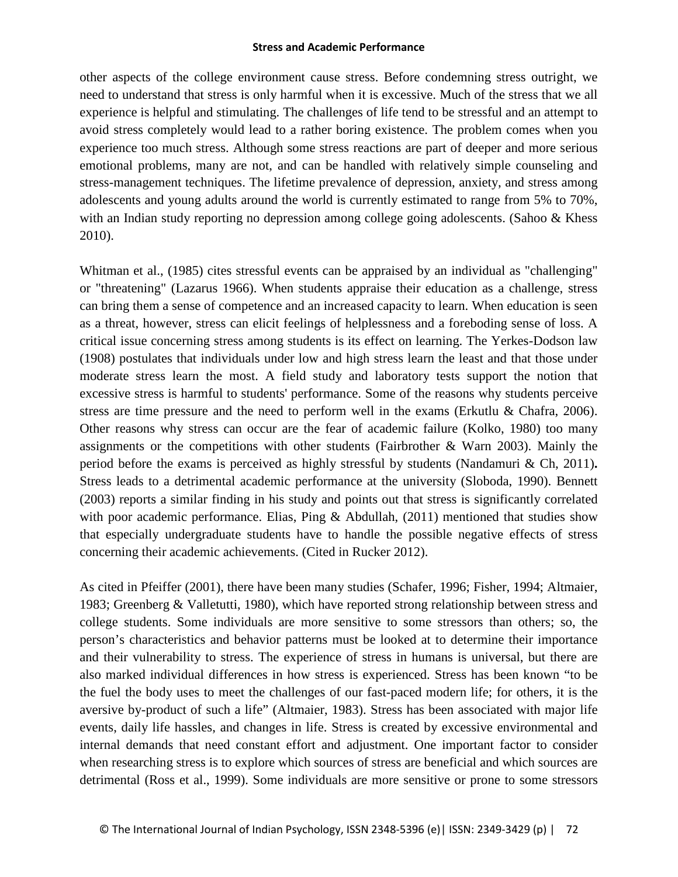other aspects of the college environment cause stress. Before condemning stress outright, we need to understand that stress is only harmful when it is excessive. Much of the stress that we all experience is helpful and stimulating. The challenges of life tend to be stressful and an attempt to avoid stress completely would lead to a rather boring existence. The problem comes when you experience too much stress. Although some stress reactions are part of deeper and more serious emotional problems, many are not, and can be handled with relatively simple counseling and stress-management techniques. The lifetime prevalence of depression, anxiety, and stress among adolescents and young adults around the world is currently estimated to range from 5% to 70%, with an Indian study reporting no depression among college going adolescents. (Sahoo & Khess 2010).

Whitman et al., (1985) cites stressful events can be appraised by an individual as "challenging" or "threatening" (Lazarus 1966). When students appraise their education as a challenge, stress can bring them a sense of competence and an increased capacity to learn. When education is seen as a threat, however, stress can elicit feelings of helplessness and a foreboding sense of loss. A critical issue concerning stress among students is its effect on learning. The Yerkes-Dodson law (1908) postulates that individuals under low and high stress learn the least and that those under moderate stress learn the most. A field study and laboratory tests support the notion that excessive stress is harmful to students' performance. Some of the reasons why students perceive stress are time pressure and the need to perform well in the exams (Erkutlu & Chafra, 2006). Other reasons why stress can occur are the fear of academic failure (Kolko, 1980) too many assignments or the competitions with other students (Fairbrother & Warn 2003). Mainly the period before the exams is perceived as highly stressful by students (Nandamuri & Ch, 2011**).** Stress leads to a detrimental academic performance at the university (Sloboda, 1990). Bennett (2003) reports a similar finding in his study and points out that stress is significantly correlated with poor academic performance. Elias, Ping & Abdullah, (2011) mentioned that studies show that especially undergraduate students have to handle the possible negative effects of stress concerning their academic achievements. (Cited in Rucker 2012).

As cited in Pfeiffer (2001), there have been many studies (Schafer, 1996; Fisher, 1994; Altmaier, 1983; Greenberg & Valletutti, 1980), which have reported strong relationship between stress and college students. Some individuals are more sensitive to some stressors than others; so, the person’s characteristics and behavior patterns must be looked at to determine their importance and their vulnerability to stress. The experience of stress in humans is universal, but there are also marked individual differences in how stress is experienced. Stress has been known “to be the fuel the body uses to meet the challenges of our fast-paced modern life; for others, it is the aversive by-product of such a life” (Altmaier, 1983). Stress has been associated with major life events, daily life hassles, and changes in life. Stress is created by excessive environmental and internal demands that need constant effort and adjustment. One important factor to consider when researching stress is to explore which sources of stress are beneficial and which sources are detrimental (Ross et al., 1999). Some individuals are more sensitive or prone to some stressors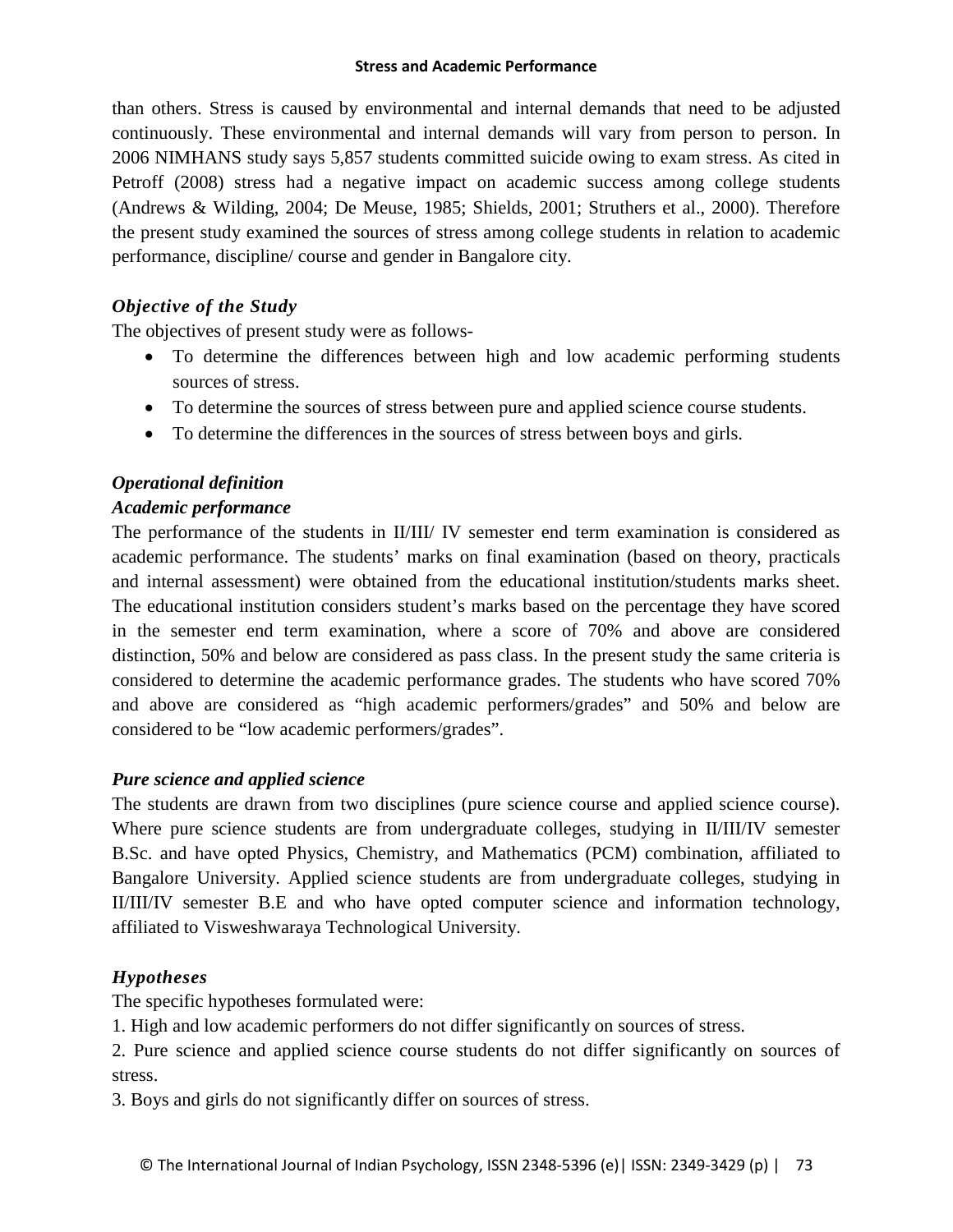than others. Stress is caused by environmental and internal demands that need to be adjusted continuously. These environmental and internal demands will vary from person to person. In 2006 NIMHANS study says 5,857 students committed suicide owing to exam stress. As cited in Petroff (2008) stress had a negative impact on academic success among college students (Andrews & Wilding, 2004; De Meuse, 1985; Shields, 2001; Struthers et al., 2000). Therefore the present study examined the sources of stress among college students in relation to academic performance, discipline/ course and gender in Bangalore city.

### *Objective of the Study*

The objectives of present study were as follows-

- To determine the differences between high and low academic performing students sources of stress.
- To determine the sources of stress between pure and applied science course students.
- To determine the differences in the sources of stress between boys and girls.

### *Operational definition*

#### *Academic performance*

The performance of the students in II/III/ IV semester end term examination is considered as academic performance. The students' marks on final examination (based on theory, practicals and internal assessment) were obtained from the educational institution/students marks sheet. The educational institution considers student's marks based on the percentage they have scored in the semester end term examination, where a score of 70% and above are considered distinction, 50% and below are considered as pass class. In the present study the same criteria is considered to determine the academic performance grades. The students who have scored 70% and above are considered as "high academic performers/grades" and 50% and below are considered to be "low academic performers/grades".

#### *Pure science and applied science*

The students are drawn from two disciplines (pure science course and applied science course). Where pure science students are from undergraduate colleges, studying in II/III/IV semester B.Sc. and have opted Physics, Chemistry, and Mathematics (PCM) combination, affiliated to Bangalore University. Applied science students are from undergraduate colleges, studying in II/III/IV semester B.E and who have opted computer science and information technology, affiliated to Visweshwaraya Technological University.

### *Hypotheses*

The specific hypotheses formulated were:

1. High and low academic performers do not differ significantly on sources of stress.
2. Pure science and applied science course students do not differ significantly on sources of stress.
3. Boys and girls do not significantly differ on sources of stress.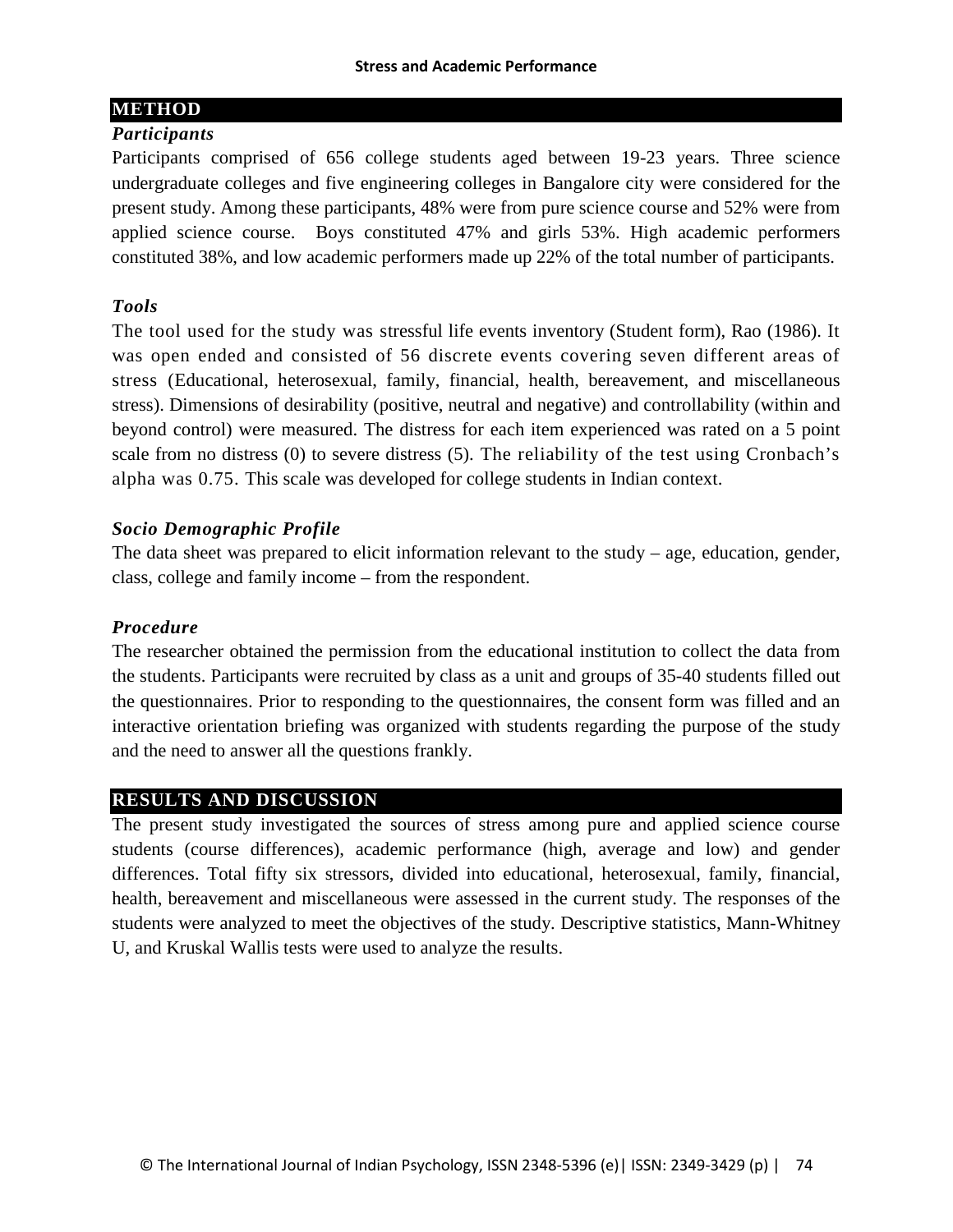## METHOD

### *Participants*

Participants comprised of 656 college students aged between 19-23 years. Three science undergraduate colleges and five engineering colleges in Bangalore city were considered for the present study. Among these participants, 48% were from pure science course and 52% were from applied science course. Boys constituted 47% and girls 53%. High academic performers constituted 38%, and low academic performers made up 22% of the total number of participants.

### *Tools*

The tool used for the study was stressful life events inventory (Student form), Rao (1986). It was open ended and consisted of 56 discrete events covering seven different areas of stress (Educational, heterosexual, family, financial, health, bereavement, and miscellaneous stress). Dimensions of desirability (positive, neutral and negative) and controllability (within and beyond control) were measured. The distress for each item experienced was rated on a 5 point scale from no distress (0) to severe distress (5). The reliability of the test using Cronbach's alpha was 0.75. This scale was developed for college students in Indian context.

### *Socio Demographic Profile*

The data sheet was prepared to elicit information relevant to the study – age, education, gender, class, college and family income – from the respondent.

### *Procedure*

The researcher obtained the permission from the educational institution to collect the data from the students. Participants were recruited by class as a unit and groups of 35-40 students filled out the questionnaires. Prior to responding to the questionnaires, the consent form was filled and an interactive orientation briefing was organized with students regarding the purpose of the study and the need to answer all the questions frankly.

## RESULTS AND DISCUSSION

The present study investigated the sources of stress among pure and applied science course students (course differences), academic performance (high, average and low) and gender differences. Total fifty six stressors, divided into educational, heterosexual, family, financial, health, bereavement and miscellaneous were assessed in the current study. The responses of the students were analyzed to meet the objectives of the study. Descriptive statistics, Mann-Whitney U, and Kruskal Wallis tests were used to analyze the results.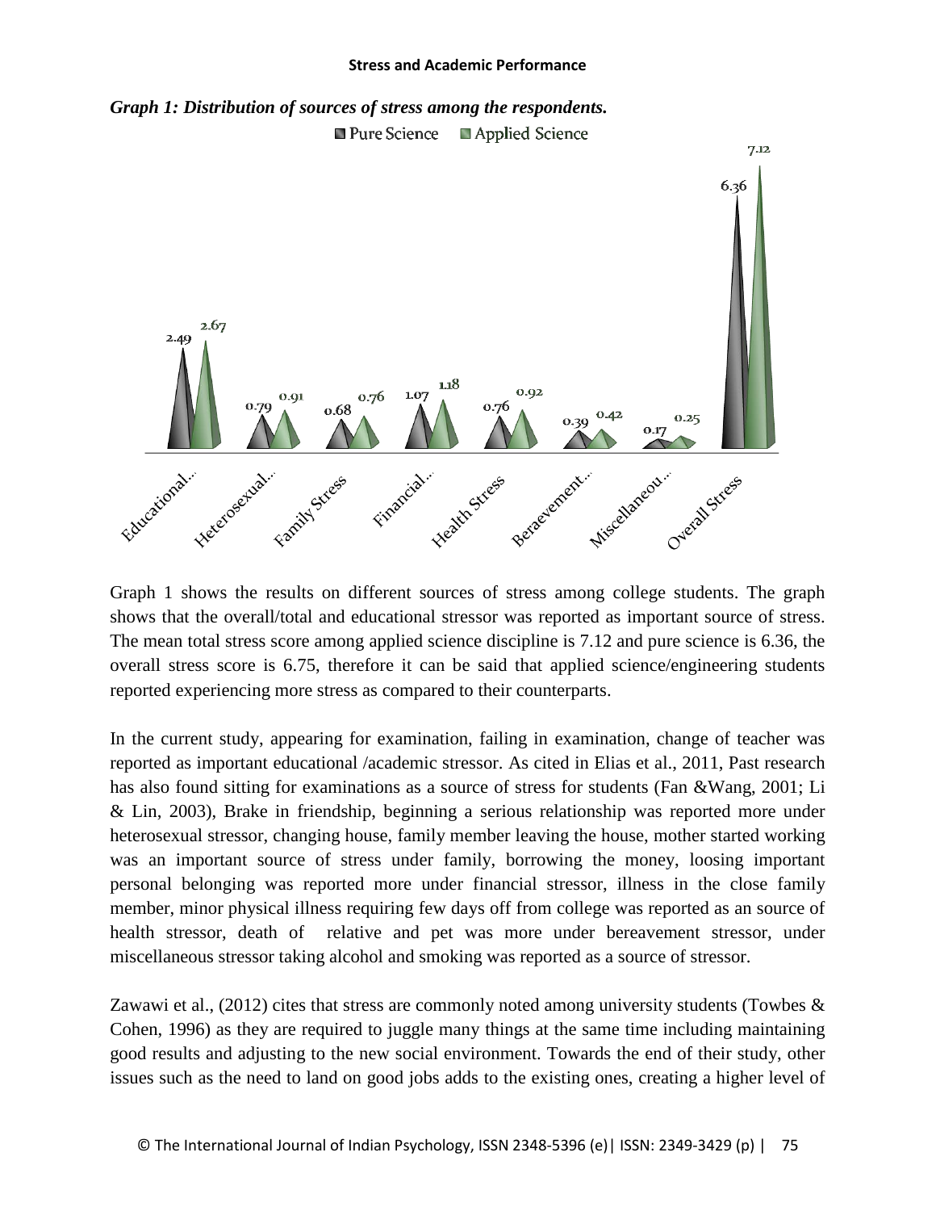*Graph 1: Distribution of sources of stress among the respondents.*

| | Educational... | Heterosexual... | Family Stress | Financial... | Health Stress | Beraevement... | Miscellaneou... | Overall Stress |
|---|---|---|---|---|---|---|---|---|
| Pure Science | 2.49 | 0.79 | 0.68 | 1.07 | 0.76 | 0.39 | 0.17 | 6.36 |
| Applied Science | 2.67 | 0.91 | 0.76 | 1.18 | 0.92 | 0.42 | 0.25 | 7.12 |

Graph 1 shows the results on different sources of stress among college students. The graph shows that the overall/total and educational stressor was reported as important source of stress. The mean total stress score among applied science discipline is 7.12 and pure science is 6.36, the overall stress score is 6.75, therefore it can be said that applied science/engineering students reported experiencing more stress as compared to their counterparts.

In the current study, appearing for examination, failing in examination, change of teacher was reported as important educational /academic stressor. As cited in Elias et al., 2011, Past research has also found sitting for examinations as a source of stress for students (Fan &Wang, 2001; Li & Lin, 2003), Brake in friendship, beginning a serious relationship was reported more under heterosexual stressor, changing house, family member leaving the house, mother started working was an important source of stress under family, borrowing the money, loosing important personal belonging was reported more under financial stressor, illness in the close family member, minor physical illness requiring few days off from college was reported as an source of health stressor, death of relative and pet was more under bereavement stressor, under miscellaneous stressor taking alcohol and smoking was reported as a source of stressor.

Zawawi et al., (2012) cites that stress are commonly noted among university students (Towbes & Cohen, 1996) as they are required to juggle many things at the same time including maintaining good results and adjusting to the new social environment. Towards the end of their study, other issues such as the need to land on good jobs adds to the existing ones, creating a higher level of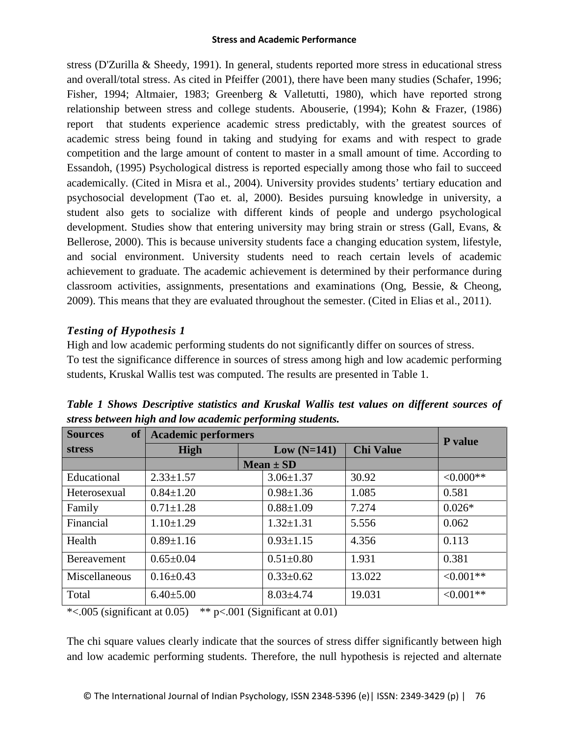stress (D'Zurilla & Sheedy, 1991). In general, students reported more stress in educational stress and overall/total stress. As cited in Pfeiffer (2001), there have been many studies (Schafer, 1996; Fisher, 1994; Altmaier, 1983; Greenberg & Valletutti, 1980), which have reported strong relationship between stress and college students. Abouserie, (1994); Kohn & Frazer, (1986) report that students experience academic stress predictably, with the greatest sources of academic stress being found in taking and studying for exams and with respect to grade competition and the large amount of content to master in a small amount of time. According to Essandoh, (1995) Psychological distress is reported especially among those who fail to succeed academically. (Cited in Misra et al., 2004). University provides students' tertiary education and psychosocial development (Tao et. al, 2000). Besides pursuing knowledge in university, a student also gets to socialize with different kinds of people and undergo psychological development. Studies show that entering university may bring strain or stress (Gall, Evans, & Bellerose, 2000). This is because university students face a changing education system, lifestyle, and social environment. University students need to reach certain levels of academic achievement to graduate. The academic achievement is determined by their performance during classroom activities, assignments, presentations and examinations (Ong, Bessie, & Cheong, 2009). This means that they are evaluated throughout the semester. (Cited in Elias et al., 2011).

### *Testing of Hypothesis 1*

High and low academic performing students do not significantly differ on sources of stress.
To test the significance difference in sources of stress among high and low academic performing students, Kruskal Wallis test was computed. The results are presented in Table 1.

***Table 1 Shows Descriptive statistics and Kruskal Wallis test values on different sources of stress between high and low academic performing students.***

| Sources of stress | Academic performers | | | P value |
|---|---|---|---|---|
| | High | Low (N=141) | Chi Value | |
| | Mean ± SD | | | |
| Educational | 2.33±1.57 | 3.06±1.37 | 30.92 | <0.000** |
| Heterosexual | 0.84±1.20 | 0.98±1.36 | 1.085 | 0.581 |
| Family | 0.71±1.28 | 0.88±1.09 | 7.274 | 0.026* |
| Financial | 1.10±1.29 | 1.32±1.31 | 5.556 | 0.062 |
| Health | 0.89±1.16 | 0.93±1.15 | 4.356 | 0.113 |
| Bereavement | 0.65±0.04 | 0.51±0.80 | 1.931 | 0.381 |
| Miscellaneous | 0.16±0.43 | 0.33±0.62 | 13.022 | <0.001** |
| Total | 6.40±5.00 | 8.03±4.74 | 19.031 | <0.001** |

*<.005 (significant at 0.05) ** p<.001 (Significant at 0.01)

The chi square values clearly indicate that the sources of stress differ significantly between high and low academic performing students. Therefore, the null hypothesis is rejected and alternate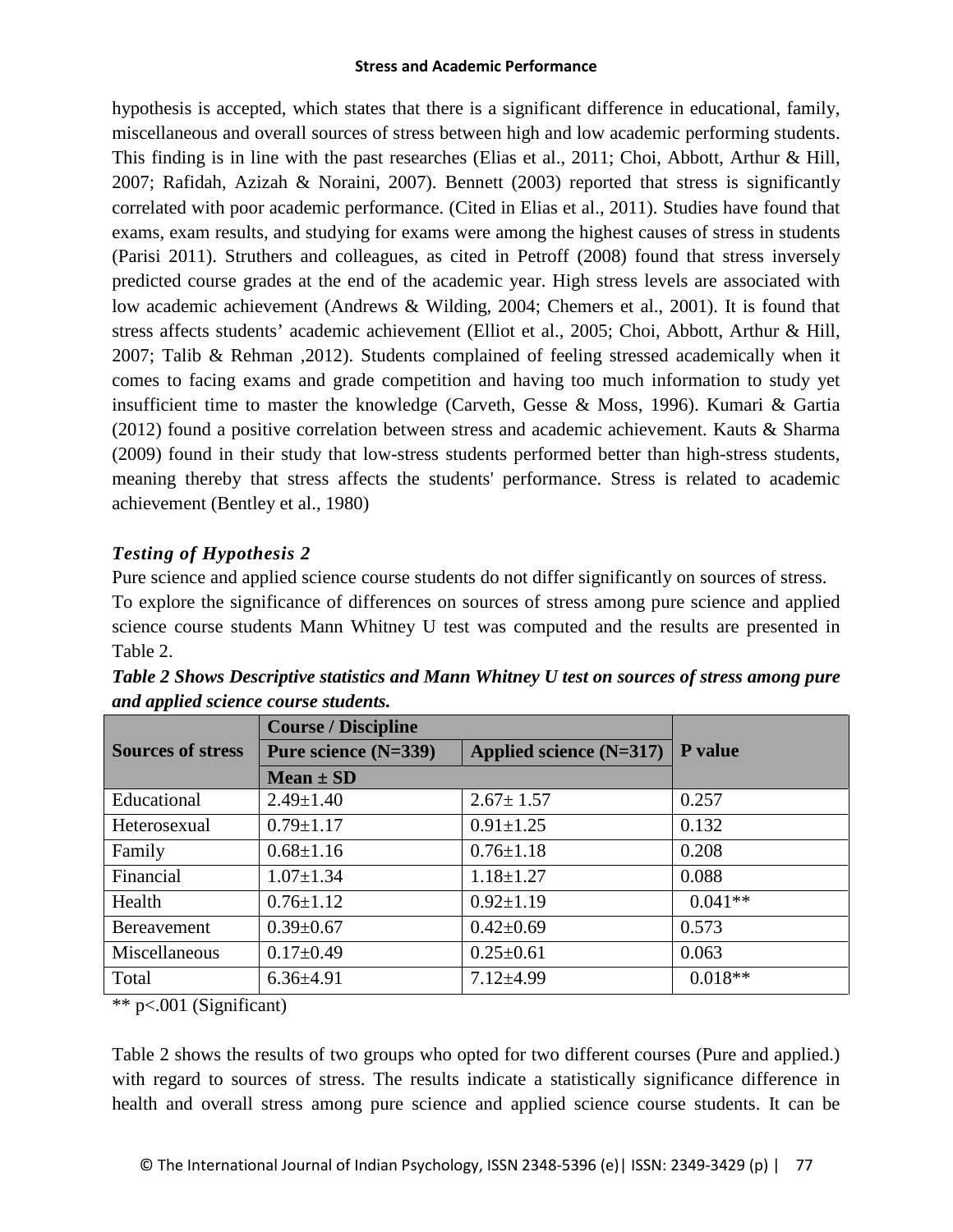hypothesis is accepted, which states that there is a significant difference in educational, family, miscellaneous and overall sources of stress between high and low academic performing students. This finding is in line with the past researches (Elias et al., 2011; Choi, Abbott, Arthur & Hill, 2007; Rafidah, Azizah & Noraini, 2007). Bennett (2003) reported that stress is significantly correlated with poor academic performance. (Cited in Elias et al., 2011). Studies have found that exams, exam results, and studying for exams were among the highest causes of stress in students (Parisi 2011). Struthers and colleagues, as cited in Petroff (2008) found that stress inversely predicted course grades at the end of the academic year. High stress levels are associated with low academic achievement (Andrews & Wilding, 2004; Chemers et al., 2001). It is found that stress affects students' academic achievement (Elliot et al., 2005; Choi, Abbott, Arthur & Hill, 2007; Talib & Rehman ,2012). Students complained of feeling stressed academically when it comes to facing exams and grade competition and having too much information to study yet insufficient time to master the knowledge (Carveth, Gesse & Moss, 1996). Kumari & Gartia (2012) found a positive correlation between stress and academic achievement. Kauts & Sharma (2009) found in their study that low-stress students performed better than high-stress students, meaning thereby that stress affects the students' performance. Stress is related to academic achievement (Bentley et al., 1980)

### *Testing of Hypothesis 2*

Pure science and applied science course students do not differ significantly on sources of stress.

To explore the significance of differences on sources of stress among pure science and applied science course students Mann Whitney U test was computed and the results are presented in Table 2.

***Table 2 Shows Descriptive statistics and Mann Whitney U test on sources of stress among pure and applied science course students.***

| Sources of stress | Course / Discipline | | P value |
|---|---|---|---|
| | Pure science (N=339) | Applied science (N=317) | |
| | Mean ± SD | | |
| Educational | 2.49±1.40 | 2.67± 1.57 | 0.257 |
| Heterosexual | 0.79±1.17 | 0.91±1.25 | 0.132 |
| Family | 0.68±1.16 | 0.76±1.18 | 0.208 |
| Financial | 1.07±1.34 | 1.18±1.27 | 0.088 |
| Health | 0.76±1.12 | 0.92±1.19 | 0.041** |
| Bereavement | 0.39±0.67 | 0.42±0.69 | 0.573 |
| Miscellaneous | 0.17±0.49 | 0.25±0.61 | 0.063 |
| Total | 6.36±4.91 | 7.12±4.99 | 0.018** |

** $p<.001$ (Significant)

Table 2 shows the results of two groups who opted for two different courses (Pure and applied.) with regard to sources of stress. The results indicate a statistically significance difference in health and overall stress among pure science and applied science course students. It can be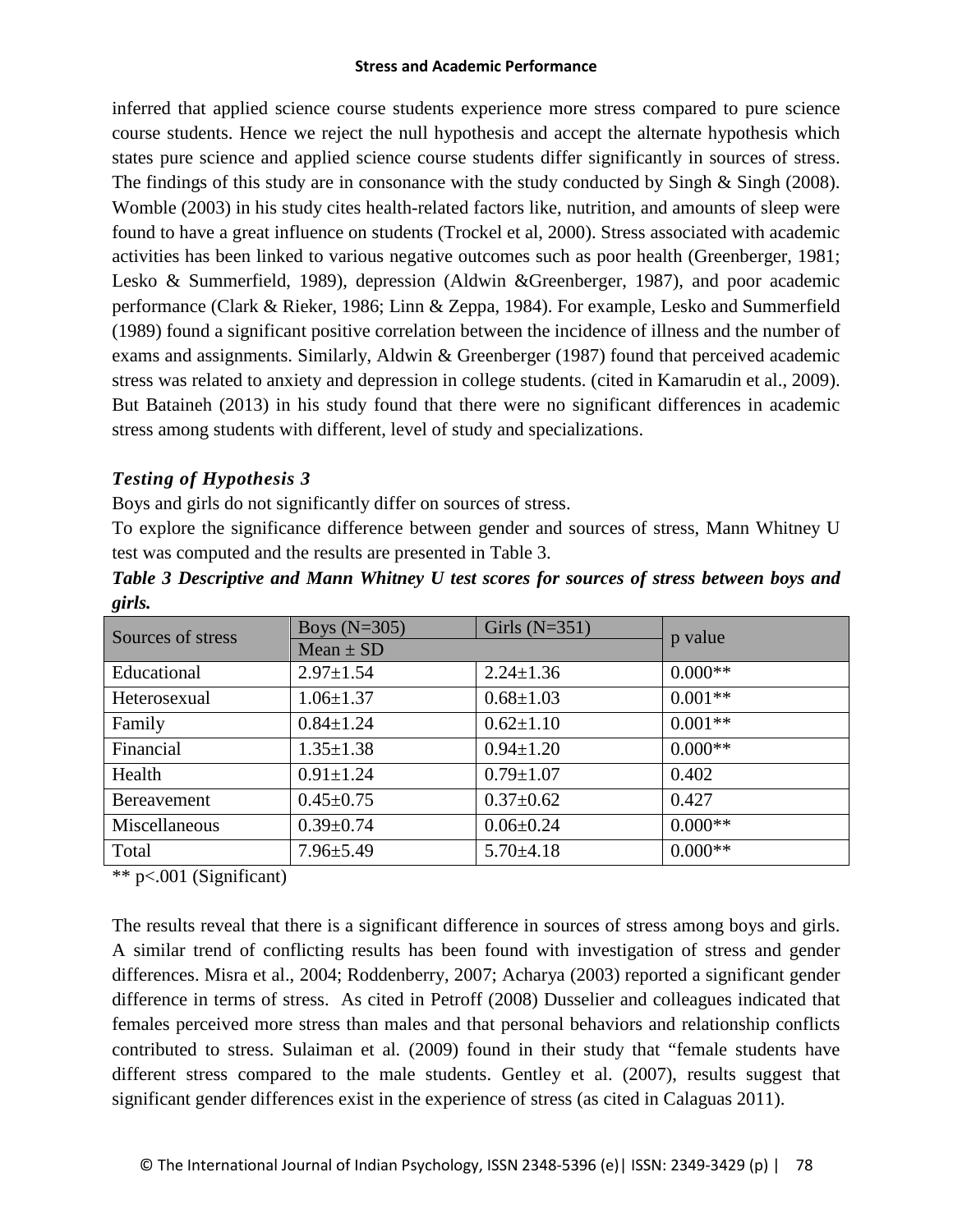inferred that applied science course students experience more stress compared to pure science course students. Hence we reject the null hypothesis and accept the alternate hypothesis which states pure science and applied science course students differ significantly in sources of stress. The findings of this study are in consonance with the study conducted by Singh & Singh (2008). Womble (2003) in his study cites health-related factors like, nutrition, and amounts of sleep were found to have a great influence on students (Trockel et al, 2000). Stress associated with academic activities has been linked to various negative outcomes such as poor health (Greenberger, 1981; Lesko & Summerfield, 1989), depression (Aldwin &Greenberger, 1987), and poor academic performance (Clark & Rieker, 1986; Linn & Zeppa, 1984). For example, Lesko and Summerfield (1989) found a significant positive correlation between the incidence of illness and the number of exams and assignments. Similarly, Aldwin & Greenberger (1987) found that perceived academic stress was related to anxiety and depression in college students. (cited in Kamarudin et al., 2009). But Bataineh (2013) in his study found that there were no significant differences in academic stress among students with different, level of study and specializations.

### *Testing of Hypothesis 3*

Boys and girls do not significantly differ on sources of stress.

To explore the significance difference between gender and sources of stress, Mann Whitney U test was computed and the results are presented in Table 3.

***Table 3 Descriptive and Mann Whitney U test scores for sources of stress between boys and girls.***

| Sources of stress | Boys (N=305) | Girls (N=351) | p value |
|---|---|---|---|
| | Mean ± SD | | |
| Educational | 2.97±1.54 | 2.24±1.36 | 0.000** |
| Heterosexual | 1.06±1.37 | 0.68±1.03 | 0.001** |
| Family | 0.84±1.24 | 0.62±1.10 | 0.001** |
| Financial | 1.35±1.38 | 0.94±1.20 | 0.000** |
| Health | 0.91±1.24 | 0.79±1.07 | 0.402 |
| Bereavement | 0.45±0.75 | 0.37±0.62 | 0.427 |
| Miscellaneous | 0.39±0.74 | 0.06±0.24 | 0.000** |
| Total | 7.96±5.49 | 5.70±4.18 | 0.000** |

** p<.001 (Significant)

The results reveal that there is a significant difference in sources of stress among boys and girls. A similar trend of conflicting results has been found with investigation of stress and gender differences. Misra et al., 2004; Roddenberry, 2007; Acharya (2003) reported a significant gender difference in terms of stress. As cited in Petroff (2008) Dusselier and colleagues indicated that females perceived more stress than males and that personal behaviors and relationship conflicts contributed to stress. Sulaiman et al. (2009) found in their study that "female students have different stress compared to the male students. Gentley et al. (2007), results suggest that significant gender differences exist in the experience of stress (as cited in Calaguas 2011).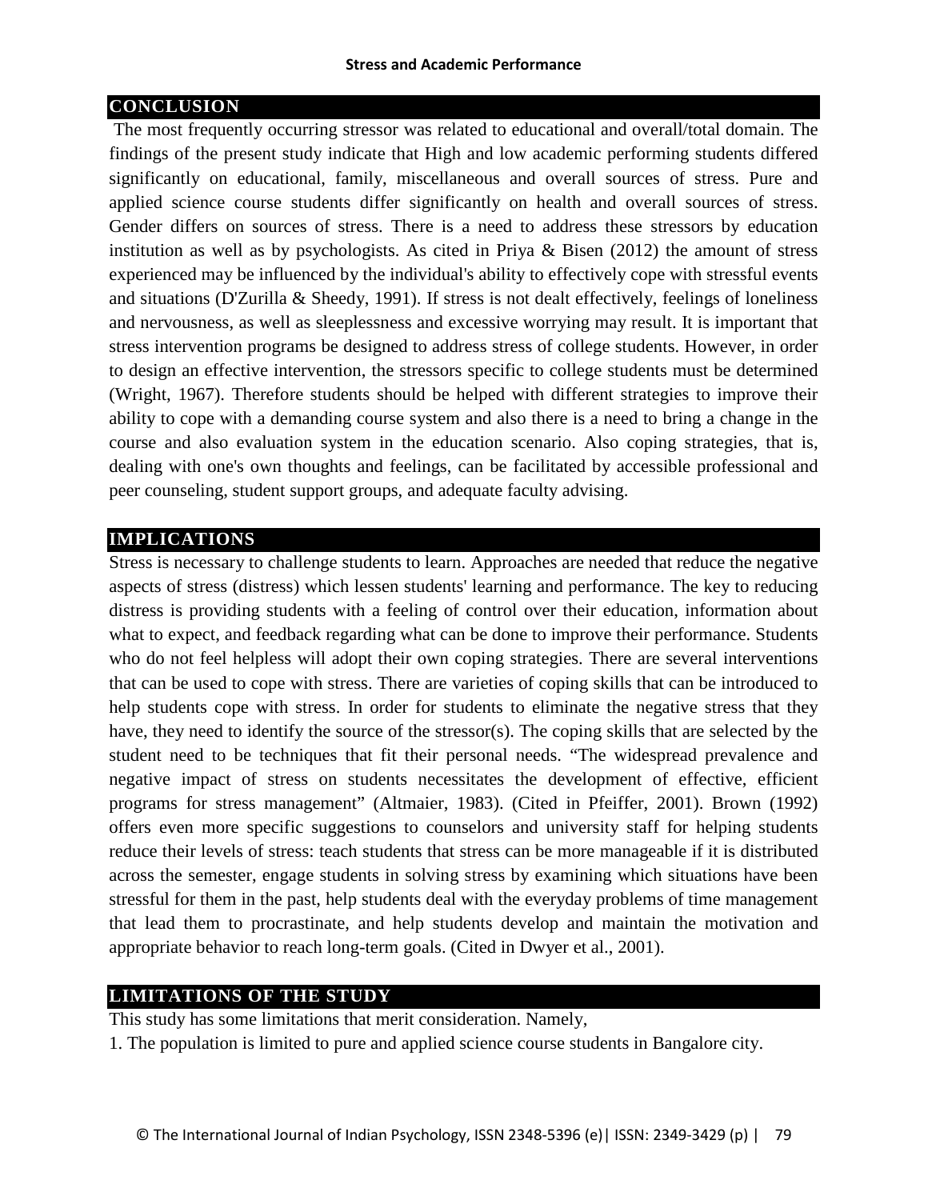## CONCLUSION

The most frequently occurring stressor was related to educational and overall/total domain. The findings of the present study indicate that High and low academic performing students differed significantly on educational, family, miscellaneous and overall sources of stress. Pure and applied science course students differ significantly on health and overall sources of stress. Gender differs on sources of stress. There is a need to address these stressors by education institution as well as by psychologists. As cited in Priya & Bisen (2012) the amount of stress experienced may be influenced by the individual's ability to effectively cope with stressful events and situations (D'Zurilla & Sheedy, 1991). If stress is not dealt effectively, feelings of loneliness and nervousness, as well as sleeplessness and excessive worrying may result. It is important that stress intervention programs be designed to address stress of college students. However, in order to design an effective intervention, the stressors specific to college students must be determined (Wright, 1967). Therefore students should be helped with different strategies to improve their ability to cope with a demanding course system and also there is a need to bring a change in the course and also evaluation system in the education scenario. Also coping strategies, that is, dealing with one's own thoughts and feelings, can be facilitated by accessible professional and peer counseling, student support groups, and adequate faculty advising.

## IMPLICATIONS

Stress is necessary to challenge students to learn. Approaches are needed that reduce the negative aspects of stress (distress) which lessen students' learning and performance. The key to reducing distress is providing students with a feeling of control over their education, information about what to expect, and feedback regarding what can be done to improve their performance. Students who do not feel helpless will adopt their own coping strategies. There are several interventions that can be used to cope with stress. There are varieties of coping skills that can be introduced to help students cope with stress. In order for students to eliminate the negative stress that they have, they need to identify the source of the stressor(s). The coping skills that are selected by the student need to be techniques that fit their personal needs. "The widespread prevalence and negative impact of stress on students necessitates the development of effective, efficient programs for stress management" (Altmaier, 1983). (Cited in Pfeiffer, 2001). Brown (1992) offers even more specific suggestions to counselors and university staff for helping students reduce their levels of stress: teach students that stress can be more manageable if it is distributed across the semester, engage students in solving stress by examining which situations have been stressful for them in the past, help students deal with the everyday problems of time management that lead them to procrastinate, and help students develop and maintain the motivation and appropriate behavior to reach long-term goals. (Cited in Dwyer et al., 2001).

## LIMITATIONS OF THE STUDY

This study has some limitations that merit consideration. Namely,

1. The population is limited to pure and applied science course students in Bangalore city.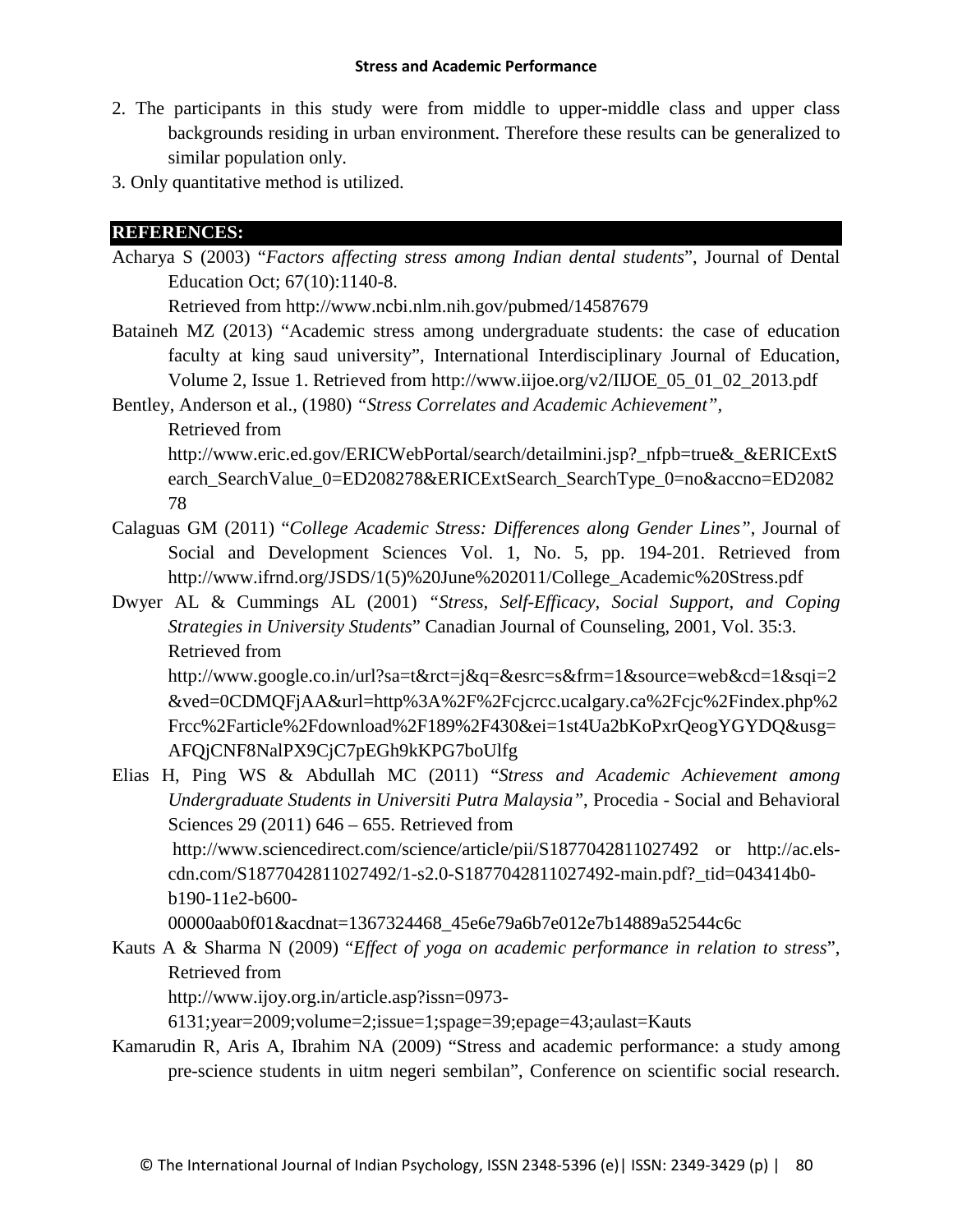2. The participants in this study were from middle to upper-middle class and upper class backgrounds residing in urban environment. Therefore these results can be generalized to similar population only.
3. Only quantitative method is utilized.

## REFERENCES:

Acharya S (2003) "*Factors affecting stress among Indian dental students*", Journal of Dental Education Oct; 67(10):1140-8.
Retrieved from http://www.ncbi.nlm.nih.gov/pubmed/14587679

Bataineh MZ (2013) "Academic stress among undergraduate students: the case of education faculty at king saud university", International Interdisciplinary Journal of Education, Volume 2, Issue 1. Retrieved from http://www.iijoe.org/v2/IIJOE_05_01_02_2013.pdf

Bentley, Anderson et al., (1980) *"Stress Correlates and Academic Achievement"*,
Retrieved from
http://www.eric.ed.gov/ERICWebPortal/search/detailmini.jsp?_nfpb=true&_&ERICExtSearch_SearchValue_0=ED208278&ERICExtSearch_SearchType_0=no&accno=ED208278

Calaguas GM (2011) "*College Academic Stress: Differences along Gender Lines"*, Journal of Social and Development Sciences Vol. 1, No. 5, pp. 194-201. Retrieved from http://www.ifrnd.org/JSDS/1(5)%20June%202011/College_Academic%20Stress.pdf

Dwyer AL & Cummings AL (2001) "*Stress, Self-Efficacy, Social Support, and Coping Strategies in University Students*" Canadian Journal of Counseling, 2001, Vol. 35:3.
Retrieved from
http://www.google.co.in/url?sa=t&rct=j&q=&esrc=s&frm=1&source=web&cd=1&sqi=2&ved=0CDMQFjAA&url=http%3A%2F%2Fcjcrcc.ucalgary.ca%2Fcjc%2Findex.php%2Frcc%2Farticle%2Fdownload%2F189%2F430&ei=1st4Ua2bKoPxrQeogYGYDQ&usg=AFQjCNF8NalPX9CjC7pEGh9kKPG7boUlfg

Elias H, Ping WS & Abdullah MC (2011) "*Stress and Academic Achievement among Undergraduate Students in Universiti Putra Malaysia"*, Procedia - Social and Behavioral Sciences 29 (2011) 646 – 655. Retrieved from
http://www.sciencedirect.com/science/article/pii/S1877042811027492 or http://ac.els-cdn.com/S1877042811027492/1-s2.0-S1877042811027492-main.pdf?_tid=043414b0-b190-11e2-b600-00000aab0f01&acdnat=1367324468_45e6e79a6b7e012e7b14889a52544c6c

Kauts A & Sharma N (2009) "*Effect of yoga on academic performance in relation to stress*", Retrieved from
http://www.ijoy.org.in/article.asp?issn=0973-6131;year=2009;volume=2;issue=1;spage=39;epage=43;aulast=Kauts

Kamarudin R, Aris A, Ibrahim NA (2009) "Stress and academic performance: a study among pre-science students in uitm negeri sembilan", Conference on scientific social research.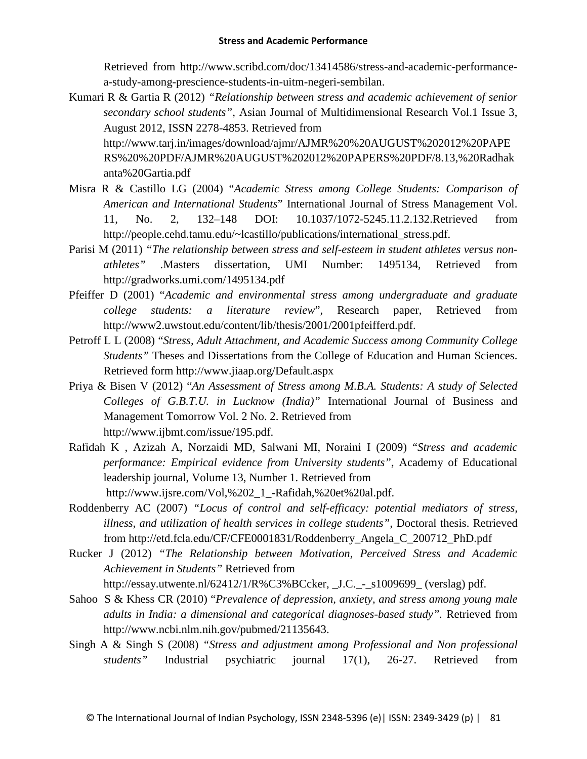Retrieved from http://www.scribd.com/doc/13414586/stress-and-academic-performance-a-study-among-prescience-students-in-uitm-negeri-sembilan.

Kumari R & Gartia R (2012) *"Relationship between stress and academic achievement of senior secondary school students"*, Asian Journal of Multidimensional Research Vol.1 Issue 3, August 2012, ISSN 2278-4853. Retrieved from http://www.tarj.in/images/download/ajmr/AJMR%20%20AUGUST%202012%20PAPERS%20%20PDF/AJMR%20AUGUST%202012%20PAPERS%20PDF/8.13,%20Radhakanta%20Gartia.pdf

Misra R & Castillo LG (2004) "*Academic Stress among College Students: Comparison of American and International Students*" International Journal of Stress Management Vol. 11, No. 2, 132–148 DOI: 10.1037/1072-5245.11.2.132.Retrieved from http://people.cehd.tamu.edu/~lcastillo/publications/international_stress.pdf.

Parisi M (2011) *"The relationship between stress and self-esteem in student athletes versus non-athletes"* .Masters dissertation, UMI Number: 1495134, Retrieved from http://gradworks.umi.com/1495134.pdf

Pfeiffer D (2001) "*Academic and environmental stress among undergraduate and graduate college students: a literature review*", Research paper, Retrieved from http://www2.uwstout.edu/content/lib/thesis/2001/2001pfeifferd.pdf.

Petroff L L (2008) "*Stress, Adult Attachment, and Academic Success among Community College Students"* Theses and Dissertations from the College of Education and Human Sciences. Retrieved form http://www.jiaap.org/Default.aspx

Priya & Bisen V (2012) "*An Assessment of Stress among M.B.A. Students: A study of Selected Colleges of G.B.T.U. in Lucknow (India)"* International Journal of Business and Management Tomorrow Vol. 2 No. 2. Retrieved from http://www.ijbmt.com/issue/195.pdf.

Rafidah K , Azizah A, Norzaidi MD, Salwani MI, Noraini I (2009) "*Stress and academic performance: Empirical evidence from University students"*, Academy of Educational leadership journal, Volume 13, Number 1. Retrieved from http://www.ijsre.com/Vol,%202_1_-Rafidah,%20et%20al.pdf.

Roddenberry AC (2007) *"Locus of control and self-efficacy: potential mediators of stress, illness, and utilization of health services in college students"*, Doctoral thesis. Retrieved from http://etd.fcla.edu/CF/CFE0001831/Roddenberry_Angela_C_200712_PhD.pdf

Rucker J (2012) *"The Relationship between Motivation, Perceived Stress and Academic Achievement in Students"* Retrieved from http://essay.utwente.nl/62412/1/R%C3%BCcker, _J.C._-_s1009699_ (verslag) pdf.

Sahoo S & Khess CR (2010) "*Prevalence of depression, anxiety, and stress among young male adults in India: a dimensional and categorical diagnoses-based study"*. Retrieved from http://www.ncbi.nlm.nih.gov/pubmed/21135643.

Singh A & Singh S (2008) *"Stress and adjustment among Professional and Non professional students"* Industrial psychiatric journal 17(1), 26-27. Retrieved from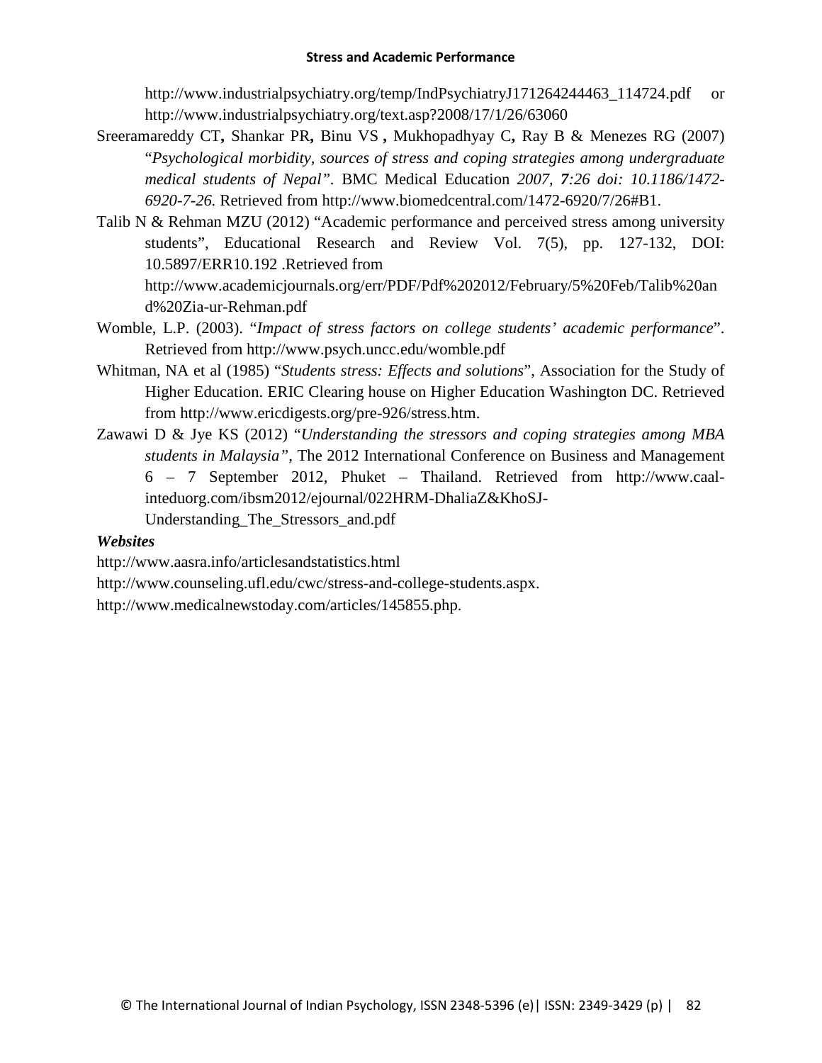http://www.industrialpsychiatry.org/temp/IndPsychiatryJ171264244463_114724.pdf or http://www.industrialpsychiatry.org/text.asp?2008/17/1/26/63060

Sreeramareddy CT**,** Shankar PR**,** Binu VS **,** Mukhopadhyay C**,** Ray B & Menezes RG (2007) "*Psychological morbidity, sources of stress and coping strategies among undergraduate medical students of Nepal"*. BMC Medical Education *2007,* ***7****:26 doi: 10.1186/1472-6920-7-26.* Retrieved from http://www.biomedcentral.com/1472-6920/7/26#B1.

Talib N & Rehman MZU (2012) "Academic performance and perceived stress among university students", Educational Research and Review Vol. 7(5), pp. 127-132, DOI: 10.5897/ERR10.192 .Retrieved from http://www.academicjournals.org/err/PDF/Pdf%202012/February/5%20Feb/Talib%20and%20Zia-ur-Rehman.pdf

Womble, L.P. (2003). "*Impact of stress factors on college students' academic performance*". Retrieved from http://www.psych.uncc.edu/womble.pdf

Whitman, NA et al (1985) "*Students stress: Effects and solutions*", Association for the Study of Higher Education. ERIC Clearing house on Higher Education Washington DC. Retrieved from http://www.ericdigests.org/pre-926/stress.htm.

Zawawi D & Jye KS (2012) "*Understanding the stressors and coping strategies among MBA students in Malaysia",* The 2012 International Conference on Business and Management 6 – 7 September 2012, Phuket – Thailand. Retrieved from http://www.caal-inteduorg.com/ibsm2012/ejournal/022HRM-DhaliaZ&KhoSJ-Understanding_The_Stressors_and.pdf

***Websites***

http://www.aasra.info/articlesandstatistics.html

http://www.counseling.ufl.edu/cwc/stress-and-college-students.aspx.

http://www.medicalnewstoday.com/articles/145855.php.